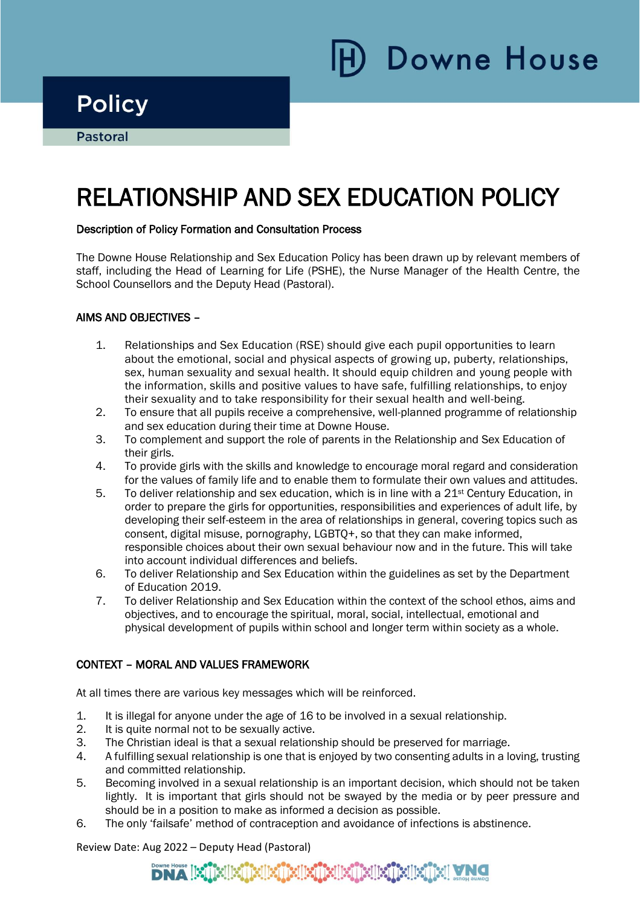Downe House

Policy

Pastoral

# RELATIONSHIP AND SEX EDUCATION POLICY

**Description of Policy Formation and Consultation Process**

The Downe House Relationship and Sex Education Policy has been drawn up by relevant members of staff, including the Head of Learning for Life (PSHE), the Nurse Manager of the Health Centre, the School Counsellors and the Deputy Head (Pastoral).

**AIMS AND OBJECTIVES –**

1. Relationships and Sex Education (RSE) should give each pupil opportunities to learn about the emotional, social and physical aspects of growing up, puberty, relationships, sex, human sexuality and sexual health. It should equip children and young people with the information, skills and positive values to have safe, fulfilling relationships, to enjoy their sexuality and to take responsibility for their sexual health and well-being.
2. To ensure that all pupils receive a comprehensive, well-planned programme of relationship and sex education during their time at Downe House.
3. To complement and support the role of parents in the Relationship and Sex Education of their girls.
4. To provide girls with the skills and knowledge to encourage moral regard and consideration for the values of family life and to enable them to formulate their own values and attitudes.
5. To deliver relationship and sex education, which is in line with a 21st Century Education, in order to prepare the girls for opportunities, responsibilities and experiences of adult life, by developing their self-esteem in the area of relationships in general, covering topics such as consent, digital misuse, pornography, LGBTQ+, so that they can make informed, responsible choices about their own sexual behaviour now and in the future. This will take into account individual differences and beliefs.
6. To deliver Relationship and Sex Education within the guidelines as set by the Department of Education 2019.
7. To deliver Relationship and Sex Education within the context of the school ethos, aims and objectives, and to encourage the spiritual, moral, social, intellectual, emotional and physical development of pupils within school and longer term within society as a whole.

**CONTEXT – MORAL AND VALUES FRAMEWORK**

At all times there are various key messages which will be reinforced.

1. It is illegal for anyone under the age of 16 to be involved in a sexual relationship.
2. It is quite normal not to be sexually active.
3. The Christian ideal is that a sexual relationship should be preserved for marriage.
4. A fulfilling sexual relationship is one that is enjoyed by two consenting adults in a loving, trusting and committed relationship.
5. Becoming involved in a sexual relationship is an important decision, which should not be taken lightly. It is important that girls should not be swayed by the media or by peer pressure and should be in a position to make as informed a decision as possible.
6. The only 'failsafe' method of contraception and avoidance of infections is abstinence.

Review Date: Aug 2022 – Deputy Head (Pastoral)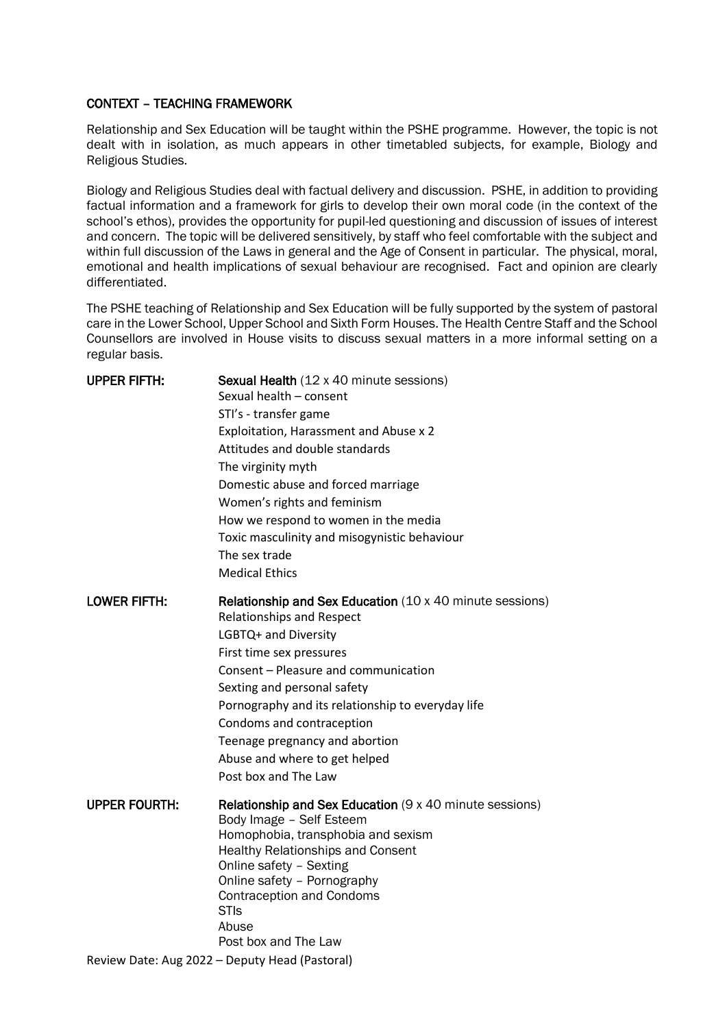## CONTEXT – TEACHING FRAMEWORK

Relationship and Sex Education will be taught within the PSHE programme. However, the topic is not dealt with in isolation, as much appears in other timetabled subjects, for example, Biology and Religious Studies.

Biology and Religious Studies deal with factual delivery and discussion. PSHE, in addition to providing factual information and a framework for girls to develop their own moral code (in the context of the school's ethos), provides the opportunity for pupil-led questioning and discussion of issues of interest and concern. The topic will be delivered sensitively, by staff who feel comfortable with the subject and within full discussion of the Laws in general and the Age of Consent in particular. The physical, moral, emotional and health implications of sexual behaviour are recognised. Fact and opinion are clearly differentiated.

The PSHE teaching of Relationship and Sex Education will be fully supported by the system of pastoral care in the Lower School, Upper School and Sixth Form Houses. The Health Centre Staff and the School Counsellors are involved in House visits to discuss sexual matters in a more informal setting on a regular basis.

**UPPER FIFTH:** **Sexual Health** (12 x 40 minute sessions)

- Sexual health – consent
- STI's - transfer game
- Exploitation, Harassment and Abuse x 2
- Attitudes and double standards
- The virginity myth
- Domestic abuse and forced marriage
- Women's rights and feminism
- How we respond to women in the media
- Toxic masculinity and misogynistic behaviour
- The sex trade
- Medical Ethics

**LOWER FIFTH:** **Relationship and Sex Education** (10 x 40 minute sessions)

- Relationships and Respect
- LGBTQ+ and Diversity
- First time sex pressures
- Consent – Pleasure and communication
- Sexting and personal safety
- Pornography and its relationship to everyday life
- Condoms and contraception
- Teenage pregnancy and abortion
- Abuse and where to get helped
- Post box and The Law

**UPPER FOURTH:** **Relationship and Sex Education** (9 x 40 minute sessions)

- Body Image – Self Esteem
- Homophobia, transphobia and sexism
- Healthy Relationships and Consent
- Online safety – Sexting
- Online safety – Pornography
- Contraception and Condoms
- STIs
- Abuse
- Post box and The Law

Review Date: Aug 2022 – Deputy Head (Pastoral)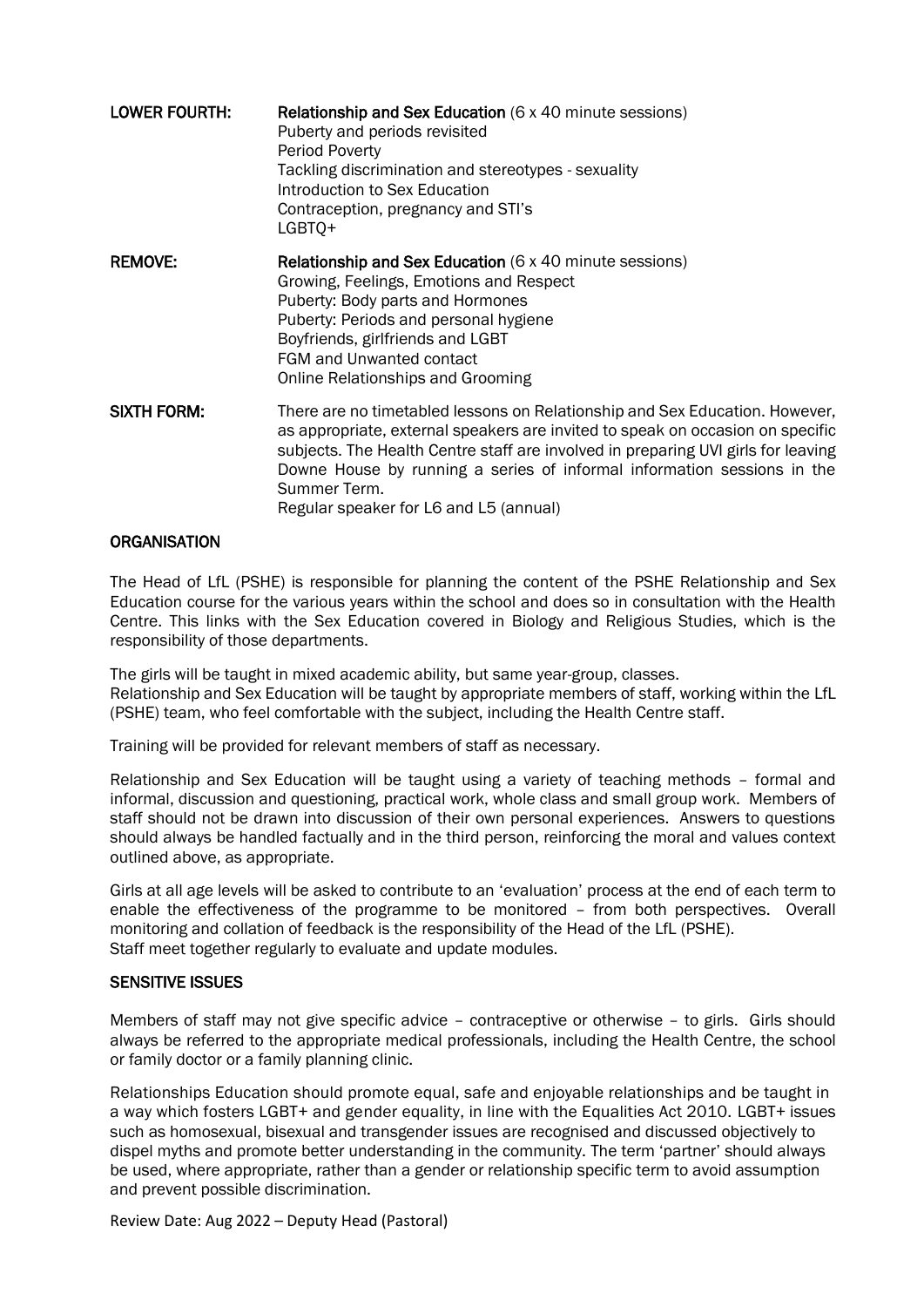**LOWER FOURTH:** **Relationship and Sex Education** (6 x 40 minute sessions)
Puberty and periods revisited
Period Poverty
Tackling discrimination and stereotypes - sexuality
Introduction to Sex Education
Contraception, pregnancy and STI's
LGBTQ+

**REMOVE:** **Relationship and Sex Education** (6 x 40 minute sessions)
Growing, Feelings, Emotions and Respect
Puberty: Body parts and Hormones
Puberty: Periods and personal hygiene
Boyfriends, girlfriends and LGBT
FGM and Unwanted contact
Online Relationships and Grooming

**SIXTH FORM:** There are no timetabled lessons on Relationship and Sex Education. However, as appropriate, external speakers are invited to speak on occasion on specific subjects. The Health Centre staff are involved in preparing UVI girls for leaving Downe House by running a series of informal information sessions in the Summer Term.
Regular speaker for L6 and L5 (annual)

## ORGANISATION

The Head of LfL (PSHE) is responsible for planning the content of the PSHE Relationship and Sex Education course for the various years within the school and does so in consultation with the Health Centre. This links with the Sex Education covered in Biology and Religious Studies, which is the responsibility of those departments.

The girls will be taught in mixed academic ability, but same year-group, classes.
Relationship and Sex Education will be taught by appropriate members of staff, working within the LfL (PSHE) team, who feel comfortable with the subject, including the Health Centre staff.

Training will be provided for relevant members of staff as necessary.

Relationship and Sex Education will be taught using a variety of teaching methods – formal and informal, discussion and questioning, practical work, whole class and small group work. Members of staff should not be drawn into discussion of their own personal experiences. Answers to questions should always be handled factually and in the third person, reinforcing the moral and values context outlined above, as appropriate.

Girls at all age levels will be asked to contribute to an 'evaluation' process at the end of each term to enable the effectiveness of the programme to be monitored – from both perspectives. Overall monitoring and collation of feedback is the responsibility of the Head of the LfL (PSHE).
Staff meet together regularly to evaluate and update modules.

## SENSITIVE ISSUES

Members of staff may not give specific advice – contraceptive or otherwise – to girls. Girls should always be referred to the appropriate medical professionals, including the Health Centre, the school or family doctor or a family planning clinic.

Relationships Education should promote equal, safe and enjoyable relationships and be taught in a way which fosters LGBT+ and gender equality, in line with the Equalities Act 2010. LGBT+ issues such as homosexual, bisexual and transgender issues are recognised and discussed objectively to dispel myths and promote better understanding in the community. The term 'partner' should always be used, where appropriate, rather than a gender or relationship specific term to avoid assumption and prevent possible discrimination.

Review Date: Aug 2022 – Deputy Head (Pastoral)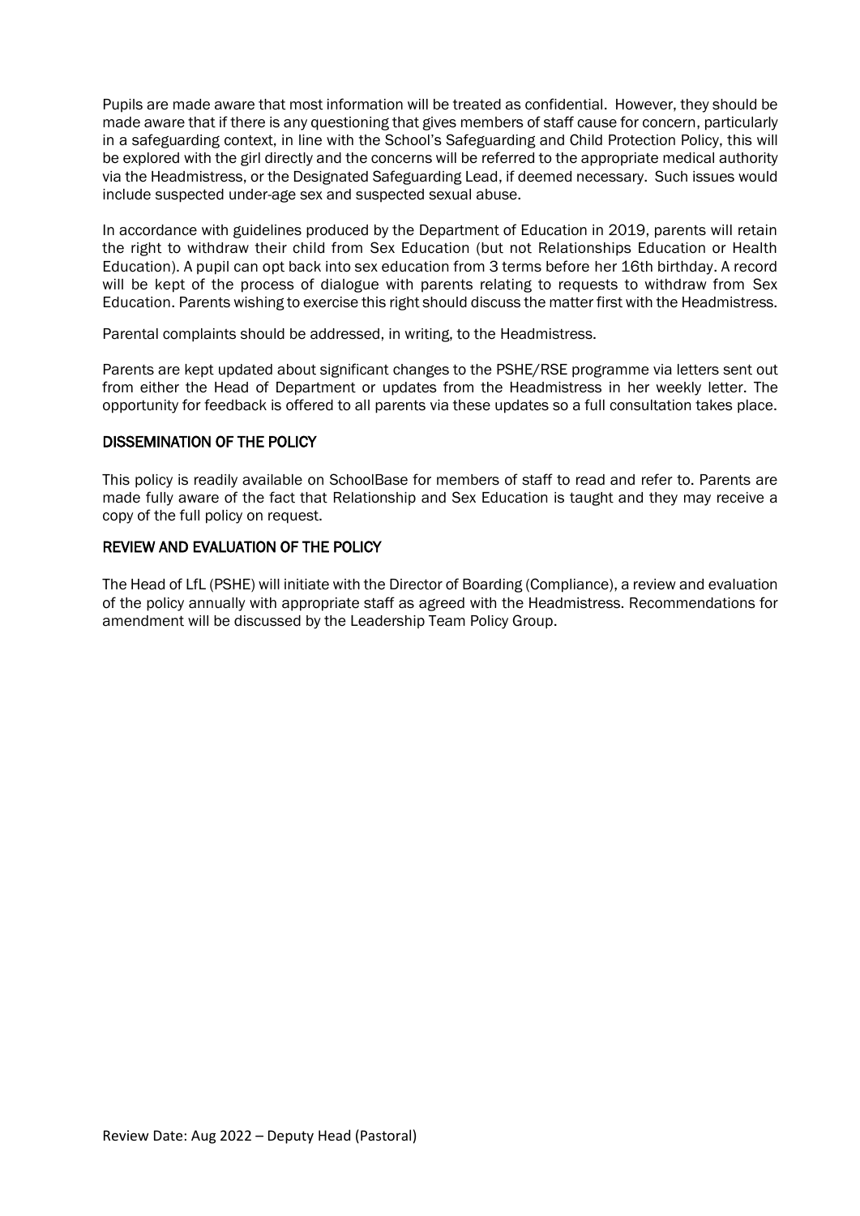Pupils are made aware that most information will be treated as confidential. However, they should be made aware that if there is any questioning that gives members of staff cause for concern, particularly in a safeguarding context, in line with the School's Safeguarding and Child Protection Policy, this will be explored with the girl directly and the concerns will be referred to the appropriate medical authority via the Headmistress, or the Designated Safeguarding Lead, if deemed necessary. Such issues would include suspected under-age sex and suspected sexual abuse.

In accordance with guidelines produced by the Department of Education in 2019, parents will retain the right to withdraw their child from Sex Education (but not Relationships Education or Health Education). A pupil can opt back into sex education from 3 terms before her 16th birthday. A record will be kept of the process of dialogue with parents relating to requests to withdraw from Sex Education. Parents wishing to exercise this right should discuss the matter first with the Headmistress.

Parental complaints should be addressed, in writing, to the Headmistress.

Parents are kept updated about significant changes to the PSHE/RSE programme via letters sent out from either the Head of Department or updates from the Headmistress in her weekly letter. The opportunity for feedback is offered to all parents via these updates so a full consultation takes place.

## DISSEMINATION OF THE POLICY

This policy is readily available on SchoolBase for members of staff to read and refer to. Parents are made fully aware of the fact that Relationship and Sex Education is taught and they may receive a copy of the full policy on request.

## REVIEW AND EVALUATION OF THE POLICY

The Head of LfL (PSHE) will initiate with the Director of Boarding (Compliance), a review and evaluation of the policy annually with appropriate staff as agreed with the Headmistress. Recommendations for amendment will be discussed by the Leadership Team Policy Group.

Review Date: Aug 2022 – Deputy Head (Pastoral)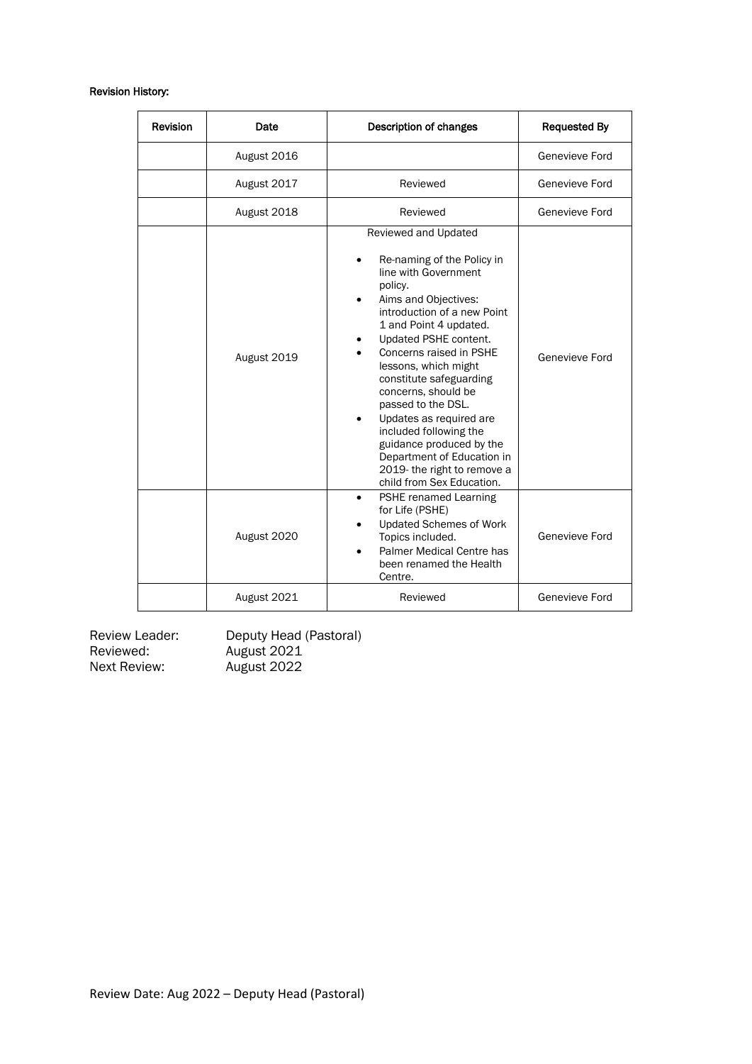**Revision History:**

| Revision | Date | Description of changes | Requested By |
|---|---|---|---|
| | August 2016 | | Genevieve Ford |
| | August 2017 | Reviewed | Genevieve Ford |
| | August 2018 | Reviewed | Genevieve Ford |
| | August 2019 | Reviewed and Updated<br>• Re-naming of the Policy in line with Government policy.<br>• Aims and Objectives: introduction of a new Point 1 and Point 4 updated.<br>• Updated PSHE content.<br>• Concerns raised in PSHE lessons, which might constitute safeguarding concerns, should be passed to the DSL.<br>• Updates as required are included following the guidance produced by the Department of Education in 2019- the right to remove a child from Sex Education. | Genevieve Ford |
| | August 2020 | • PSHE renamed Learning for Life (PSHE)<br>• Updated Schemes of Work Topics included.<br>• Palmer Medical Centre has been renamed the Health Centre. | Genevieve Ford |
| | August 2021 | Reviewed | Genevieve Ford |

Review Leader: Deputy Head (Pastoral)
Reviewed: August 2021
Next Review: August 2022